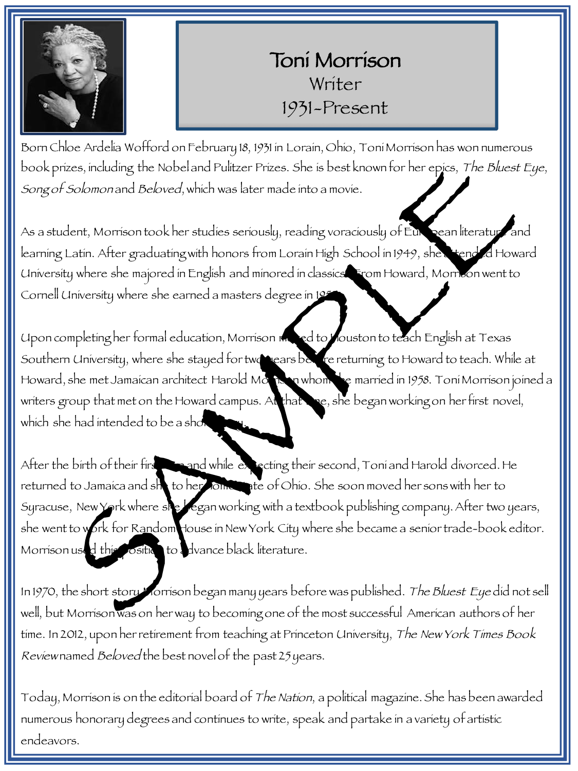# Toni Morrison

**Writer**

**1931-Present**

Born Chloe Ardelia Wofford on February 18, 1931 in Lorain, Ohio, Toni Morrison has won numerous book prizes, including the Nobel and Pulitzer Prizes. She is best known for her epics, *The Bluest Eye*, *Song of Solomon* and *Beloved*, which was later made into a movie.

As a student, Morrison took her studies seriously, reading voraciously of European literature and learning Latin. After graduating with honors from Lorain High School in 1949, she attended Howard University where she majored in English and minored in classics. From Howard, Morrison went to Cornell University where she earned a masters degree in 1955.

Upon completing her formal education, Morrison moved to Houston to teach English at Texas Southern University, where she stayed for two years before returning to Howard to teach. While at Howard, she met Jamaican architect Harold Morrison whom she married in 1958. Toni Morrison joined a writers group that met on the Howard campus. At that time, she began working on her first novel, which she had intended to be a short story.

After the birth of their first son and while expecting their second, Toni and Harold divorced. He returned to Jamaica and she to her home state of Ohio. She soon moved her sons with her to Syracuse, New York where she began working with a textbook publishing company. After two years, she went to work for Random House in New York City where she became a senior trade-book editor. Morrison used this position to advance black literature.

In 1970, the short story Morrison began many years before was published. *The Bluest Eye* did not sell well, but Morrison was on her way to becoming one of the most successful American authors of her time. In 2012, upon her retirement from teaching at Princeton University, *The New York Times Book Review* named *Beloved* the best novel of the past 25 years.

Today, Morrison is on the editorial board of *The Nation*, a political magazine. She has been awarded numerous honorary degrees and continues to write, speak and partake in a variety of artistic endeavors.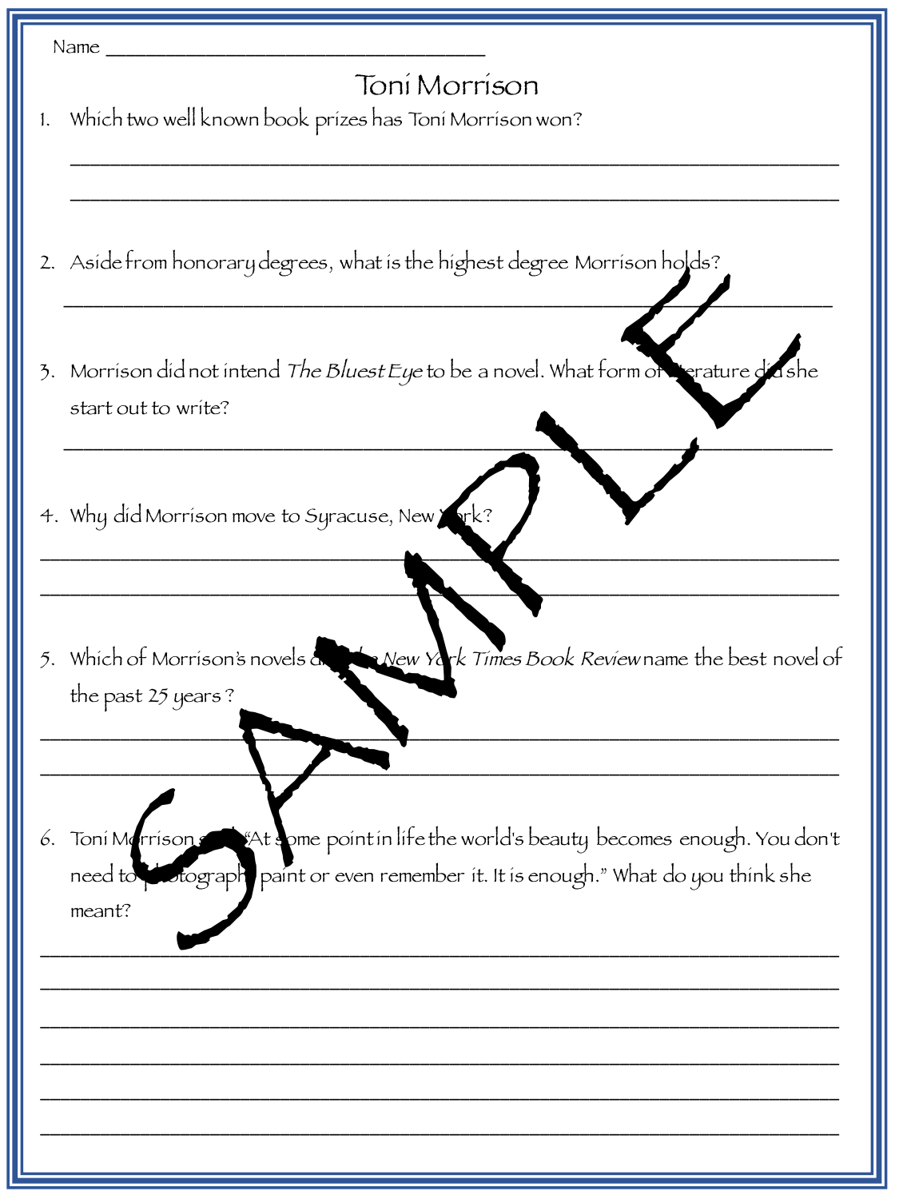Name ____________________________________

# Toni Morrison

1. Which two well known book prizes has Toni Morrison won?

_______________________________________________________________________________

_______________________________________________________________________________

2. Aside from honorary degrees, what is the highest degree Morrison holds?

_______________________________________________________________________________

3. Morrison did not intend *The Bluest Eye* to be a novel. What form of literature did she start out to write?

_______________________________________________________________________________

4. Why did Morrison move to Syracuse, New York?

_______________________________________________________________________________

_______________________________________________________________________________

5. Which of Morrison's novels did the *New York Times Book Review* name the best novel of the past 25 years?

_______________________________________________________________________________

_______________________________________________________________________________

6. Toni Morrison said "At some point in life the world's beauty becomes enough. You don't need to photograph, paint or even remember it. It is enough." What do you think she meant?

_______________________________________________________________________________

_______________________________________________________________________________

_______________________________________________________________________________

_______________________________________________________________________________

_______________________________________________________________________________

_______________________________________________________________________________

SAMPLE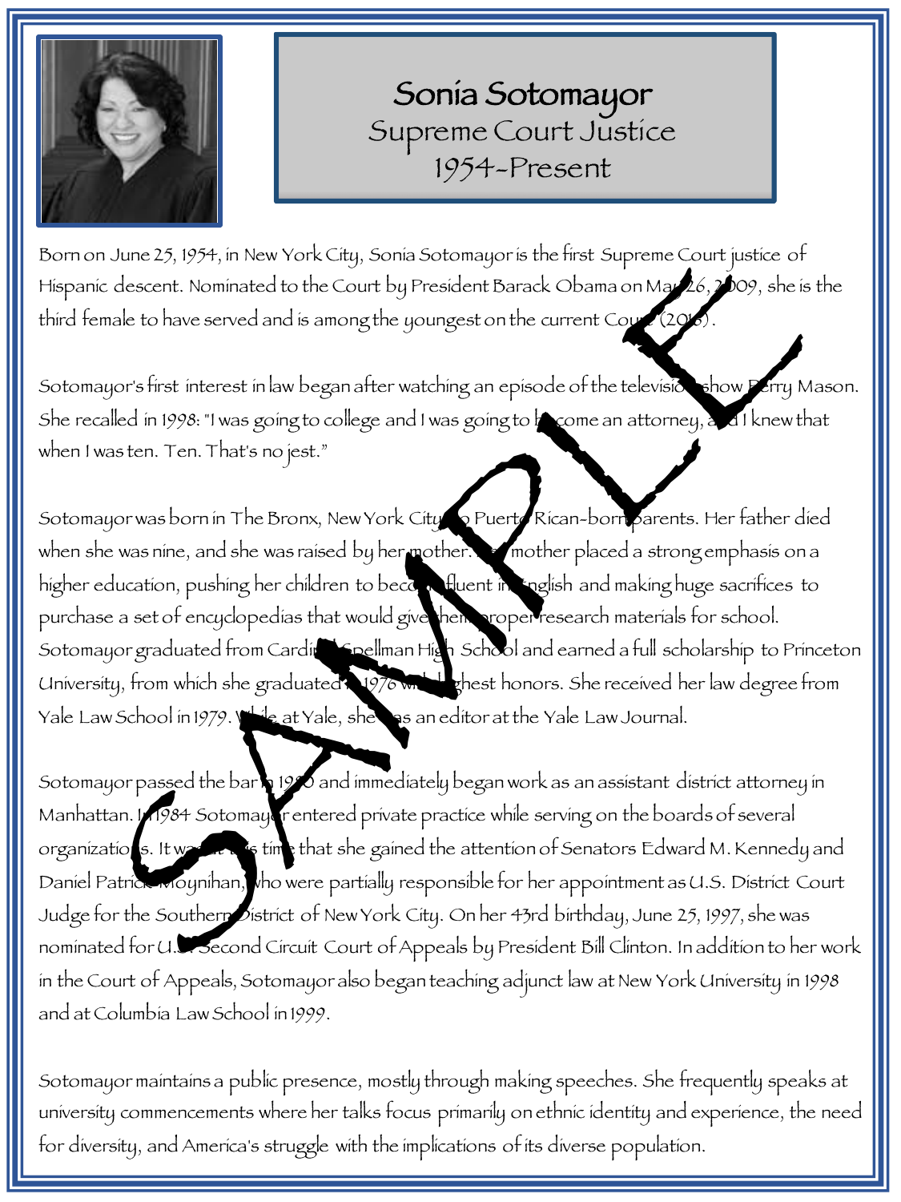# Sonia Sotomayor

Supreme Court Justice

1954-Present

Born on June 25, 1954, in New York City, Sonia Sotomayor is the first Supreme Court justice of Hispanic descent. Nominated to the Court by President Barack Obama on May 26, 2009, she is the third female to have served and is among the youngest on the current Court (2016).

Sotomayor's first interest in law began after watching an episode of the television show Perry Mason. She recalled in 1998: "I was going to college and I was going to become an attorney, and I knew that when I was ten. Ten. That's no jest."

Sotomayor was born in The Bronx, New York City, to Puerto Rican-born parents. Her father died when she was nine, and she was raised by her mother. Her mother placed a strong emphasis on a higher education, pushing her children to become fluent in English and making huge sacrifices to purchase a set of encyclopedias that would give them proper research materials for school. Sotomayor graduated from Cardinal Spellman High School and earned a full scholarship to Princeton University, from which she graduated in 1976 with highest honors. She received her law degree from Yale Law School in 1979. While at Yale, she was an editor at the Yale Law Journal.

Sotomayor passed the bar in 1980 and immediately began work as an assistant district attorney in Manhattan. In 1984 Sotomayor entered private practice while serving on the boards of several organizations. It was at this time that she gained the attention of Senators Edward M. Kennedy and Daniel Patrick Moynihan, who were partially responsible for her appointment as U.S. District Court Judge for the Southern District of New York City. On her 43rd birthday, June 25, 1997, she was nominated for U.S. Second Circuit Court of Appeals by President Bill Clinton. In addition to her work in the Court of Appeals, Sotomayor also began teaching adjunct law at New York University in 1998 and at Columbia Law School in 1999.

Sotomayor maintains a public presence, mostly through making speeches. She frequently speaks at university commencements where her talks focus primarily on ethnic identity and experience, the need for diversity, and America's struggle with the implications of its diverse population.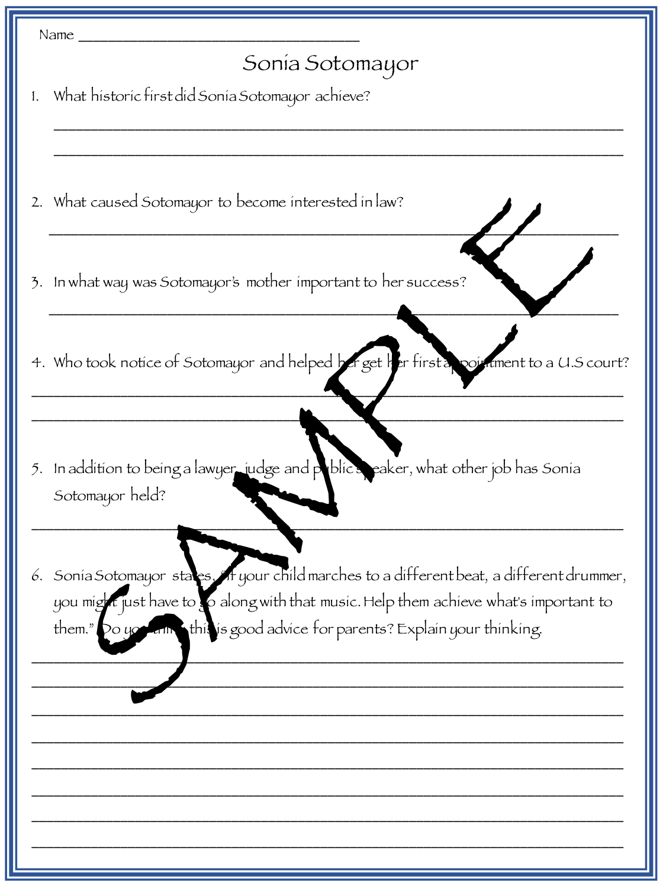Name ___________________________________

# Sonia Sotomayor

1. What historic first did Sonia Sotomayor achieve?

_______________________________________________________________________________

_______________________________________________________________________________

2. What caused Sotomayor to become interested in law?

_______________________________________________________________________________

3. In what way was Sotomayor's mother important to her success?

_______________________________________________________________________________

4. Who took notice of Sotomayor and helped her get her first appointment to a U.S court?

_______________________________________________________________________________

_______________________________________________________________________________

5. In addition to being a lawyer, judge and public speaker, what other job has Sonia Sotomayor held?

_______________________________________________________________________________

6. Sonia Sotomayor states, "If your child marches to a different beat, a different drummer, you might just have to go along with that music. Help them achieve what's important to them." Do you think this is good advice for parents? Explain your thinking.

_______________________________________________________________________________

_______________________________________________________________________________

_______________________________________________________________________________

_______________________________________________________________________________

_______________________________________________________________________________

_______________________________________________________________________________

_______________________________________________________________________________

_______________________________________________________________________________

SAMPLE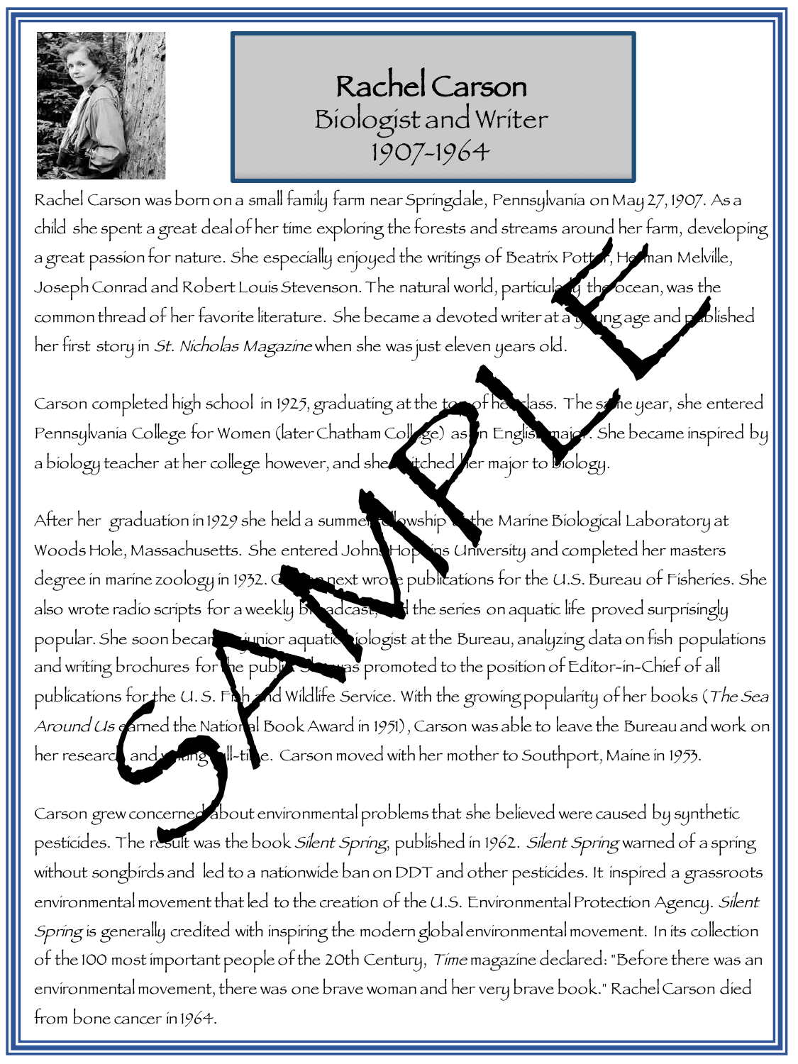# Rachel Carson
## Biologist and Writer
## 1907-1964

Rachel Carson was born on a small family farm near Springdale, Pennsylvania on May 27, 1907. As a child she spent a great deal of her time exploring the forests and streams around her farm, developing a great passion for nature. She especially enjoyed the writings of Beatrix Potter, Herman Melville, Joseph Conrad and Robert Louis Stevenson. The natural world, particularly the ocean, was the common thread of her favorite literature. She became a devoted writer at a young age and published her first story in *St. Nicholas Magazine* when she was just eleven years old.

Carson completed high school in 1925, graduating at the top of her class. The same year, she entered Pennsylvania College for Women (later Chatham College) as an English major. She became inspired by a biology teacher at her college however, and she switched her major to biology.

After her graduation in 1929 she held a summer fellowship at the Marine Biological Laboratory at Woods Hole, Massachusetts. She entered Johns Hopkins University and completed her masters degree in marine zoology in 1932. Carson next wrote publications for the U.S. Bureau of Fisheries. She also wrote radio scripts for a weekly broadcast, and the series on aquatic life proved surprisingly popular. She soon became a junior aquatic biologist at the Bureau, analyzing data on fish populations and writing brochures for the public. She was promoted to the position of Editor-in-Chief of all publications for the U. S. Fish and Wildlife Service. With the growing popularity of her books (*The Sea Around Us* earned the National Book Award in 1951), Carson was able to leave the Bureau and work on her research and writing full-time. Carson moved with her mother to Southport, Maine in 1953.

Carson grew concerned about environmental problems that she believed were caused by synthetic pesticides. The result was the book *Silent Spring*, published in 1962. *Silent Spring* warned of a spring without songbirds and led to a nationwide ban on DDT and other pesticides. It inspired a grassroots environmental movement that led to the creation of the U.S. Environmental Protection Agency. *Silent Spring* is generally credited with inspiring the modern global environmental movement. In its collection of the 100 most important people of the 20th Century, *Time* magazine declared: "Before there was an environmental movement, there was one brave woman and her very brave book." Rachel Carson died from bone cancer in 1964.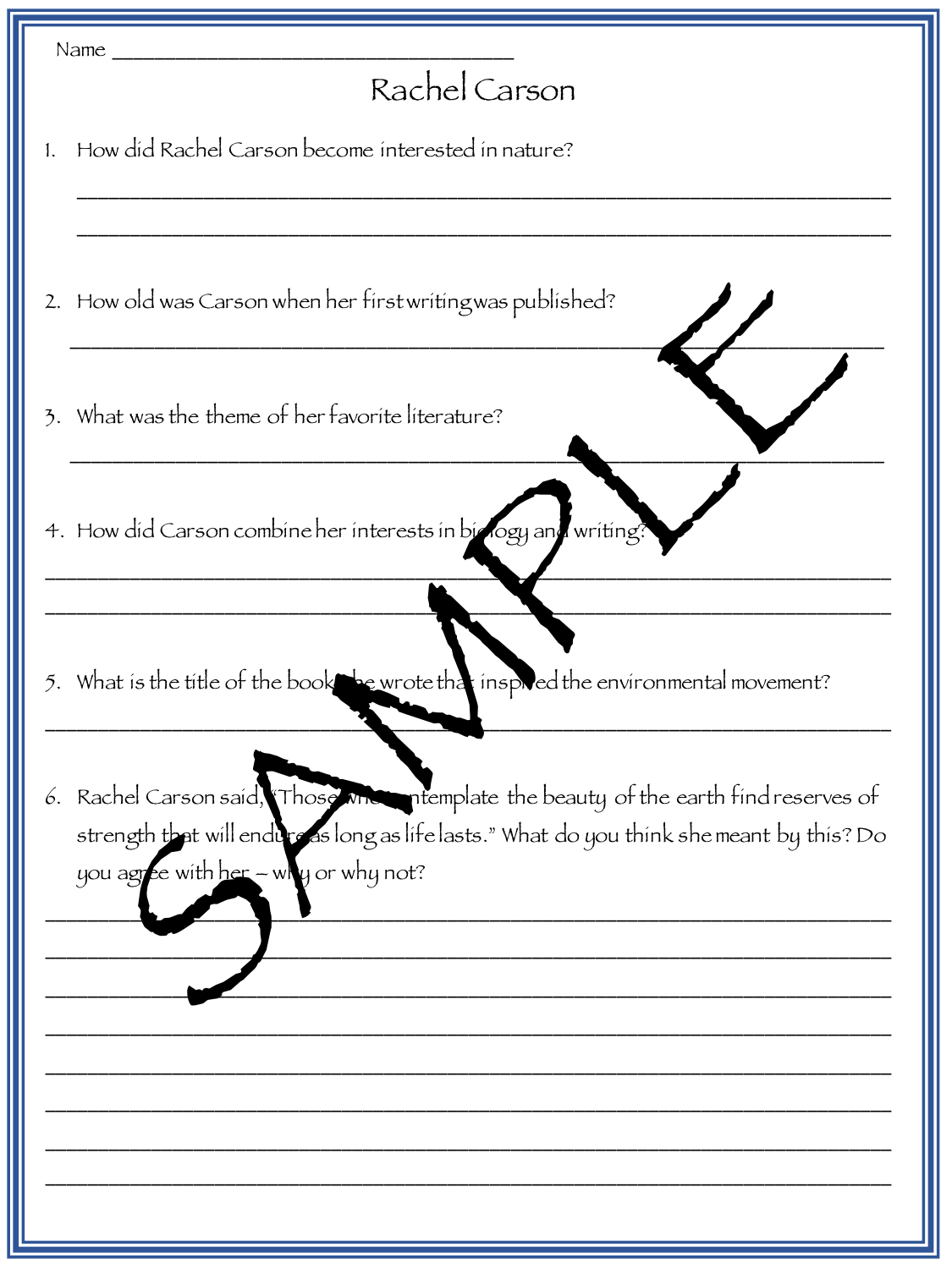Name ___________________________________

# Rachel Carson

1. How did Rachel Carson become interested in nature?

___________________________________________________________________________

___________________________________________________________________________

2. How old was Carson when her first writing was published?

___________________________________________________________________________

3. What was the theme of her favorite literature?

___________________________________________________________________________

4. How did Carson combine her interests in biology and writing?

___________________________________________________________________________

___________________________________________________________________________

5. What is the title of the book she wrote that inspired the environmental movement?

___________________________________________________________________________

6. Rachel Carson said, "Those who contemplate the beauty of the earth find reserves of strength that will endure as long as life lasts." What do you think she meant by this? Do you agree with her – why or why not?

___________________________________________________________________________

___________________________________________________________________________

___________________________________________________________________________

___________________________________________________________________________

___________________________________________________________________________

___________________________________________________________________________

___________________________________________________________________________

___________________________________________________________________________

SAMPLE